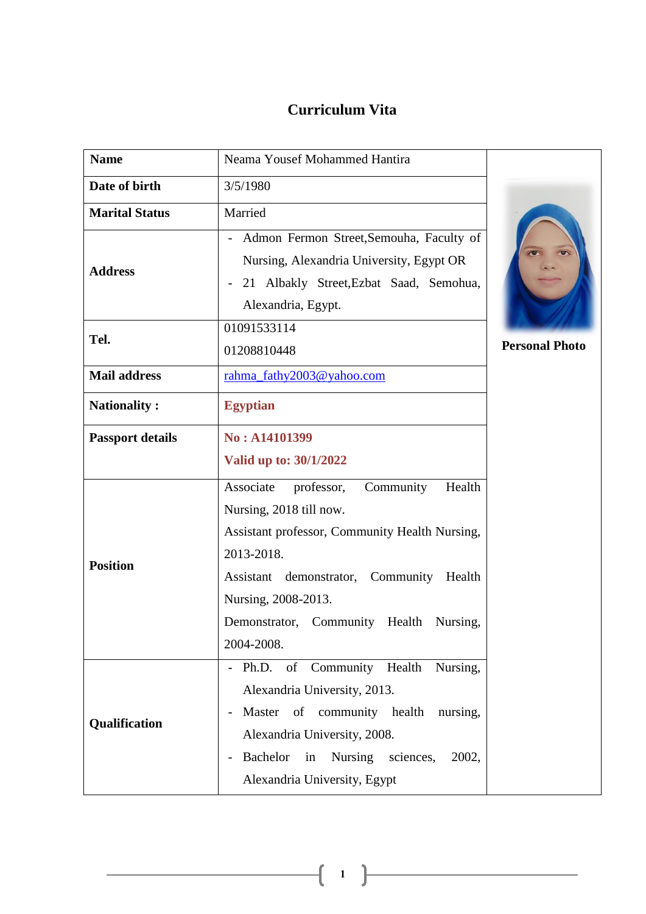# Curriculum Vita

| Name | Neama Yousef Mohammed Hantira | Personal Photo |
|---|---|---|
| Date of birth | 3/5/1980 | |
| Marital Status | Married | |
| Address | - Admon Fermon Street,Semouha, Faculty of Nursing, Alexandria University, Egypt OR<br>- 21 Albakly Street,Ezbat Saad, Semohua, Alexandria, Egypt. | |
| Tel. | 01091533114<br>01208810448 | |
| Mail address | rahma_fathy2003@yahoo.com | |
| Nationality : | **Egyptian** | |
| Passport details | **No : A14101399**<br>**Valid up to: 30/1/2022** | |
| Position | Associate professor, Community Health Nursing, 2018 till now.<br>Assistant professor, Community Health Nursing, 2013-2018.<br>Assistant demonstrator, Community Health Nursing, 2008-2013.<br>Demonstrator, Community Health Nursing, 2004-2008. | |
| Qualification | - Ph.D. of Community Health Nursing, Alexandria University, 2013.<br>- Master of community health nursing, Alexandria University, 2008.<br>- Bachelor in Nursing sciences, 2002, Alexandria University, Egypt | |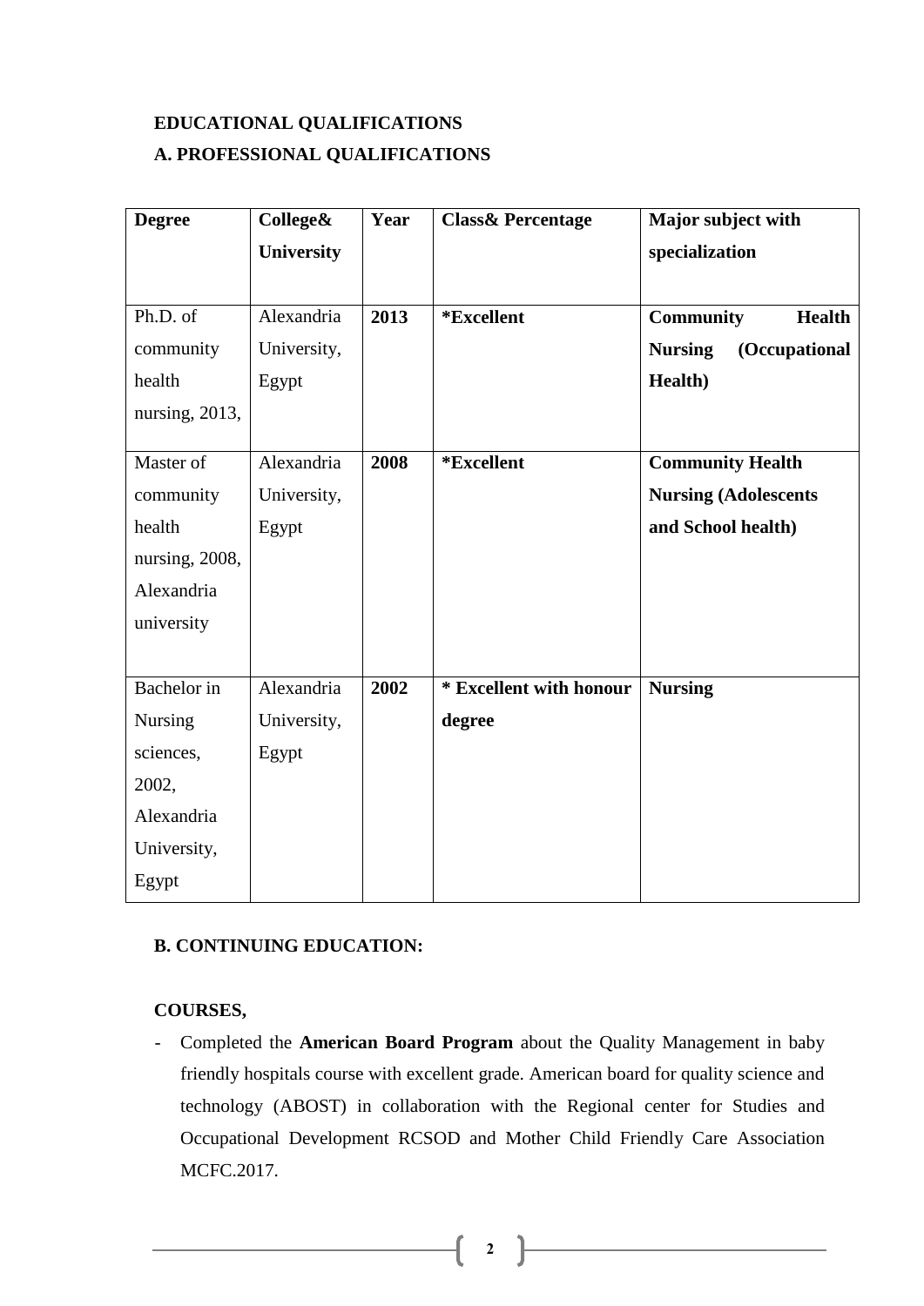**EDUCATIONAL QUALIFICATIONS**

**A. PROFESSIONAL QUALIFICATIONS**

| **Degree** | **College& University** | **Year** | **Class& Percentage** | **Major subject with specialization** |
|---|---|---|---|---|
| Ph.D. of community health nursing, 2013, | Alexandria University, Egypt | **2013** | ***Excellent** | **Community Health Nursing (Occupational Health)** |
| Master of community health nursing, 2008, Alexandria university | Alexandria University, Egypt | **2008** | ***Excellent** | **Community Health Nursing (Adolescents and School health)** |
| Bachelor in Nursing sciences, 2002, Alexandria University, Egypt | Alexandria University, Egypt | **2002** | *** Excellent with honour degree** | **Nursing** |

**B. CONTINUING EDUCATION:**

**COURSES,**

- Completed the **American Board Program** about the Quality Management in baby friendly hospitals course with excellent grade. American board for quality science and technology (ABOST) in collaboration with the Regional center for Studies and Occupational Development RCSOD and Mother Child Friendly Care Association MCFC.2017.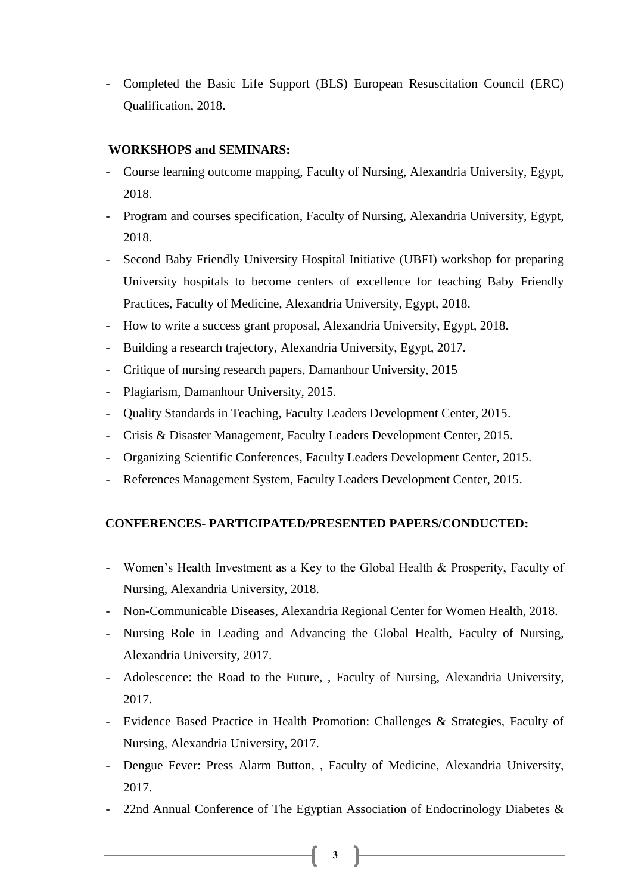- Completed the Basic Life Support (BLS) European Resuscitation Council (ERC) Qualification, 2018.

**WORKSHOPS and SEMINARS:**

- Course learning outcome mapping, Faculty of Nursing, Alexandria University, Egypt, 2018.
- Program and courses specification, Faculty of Nursing, Alexandria University, Egypt, 2018.
- Second Baby Friendly University Hospital Initiative (UBFI) workshop for preparing University hospitals to become centers of excellence for teaching Baby Friendly Practices, Faculty of Medicine, Alexandria University, Egypt, 2018.
- How to write a success grant proposal, Alexandria University, Egypt, 2018.
- Building a research trajectory, Alexandria University, Egypt, 2017.
- Critique of nursing research papers, Damanhour University, 2015
- Plagiarism, Damanhour University, 2015.
- Quality Standards in Teaching, Faculty Leaders Development Center, 2015.
- Crisis & Disaster Management, Faculty Leaders Development Center, 2015.
- Organizing Scientific Conferences, Faculty Leaders Development Center, 2015.
- References Management System, Faculty Leaders Development Center, 2015.

**CONFERENCES- PARTICIPATED/PRESENTED PAPERS/CONDUCTED:**

- Women's Health Investment as a Key to the Global Health & Prosperity, Faculty of Nursing, Alexandria University, 2018.
- Non-Communicable Diseases, Alexandria Regional Center for Women Health, 2018.
- Nursing Role in Leading and Advancing the Global Health, Faculty of Nursing, Alexandria University, 2017.
- Adolescence: the Road to the Future, , Faculty of Nursing, Alexandria University, 2017.
- Evidence Based Practice in Health Promotion: Challenges & Strategies, Faculty of Nursing, Alexandria University, 2017.
- Dengue Fever: Press Alarm Button, , Faculty of Medicine, Alexandria University, 2017.
- 22nd Annual Conference of The Egyptian Association of Endocrinology Diabetes &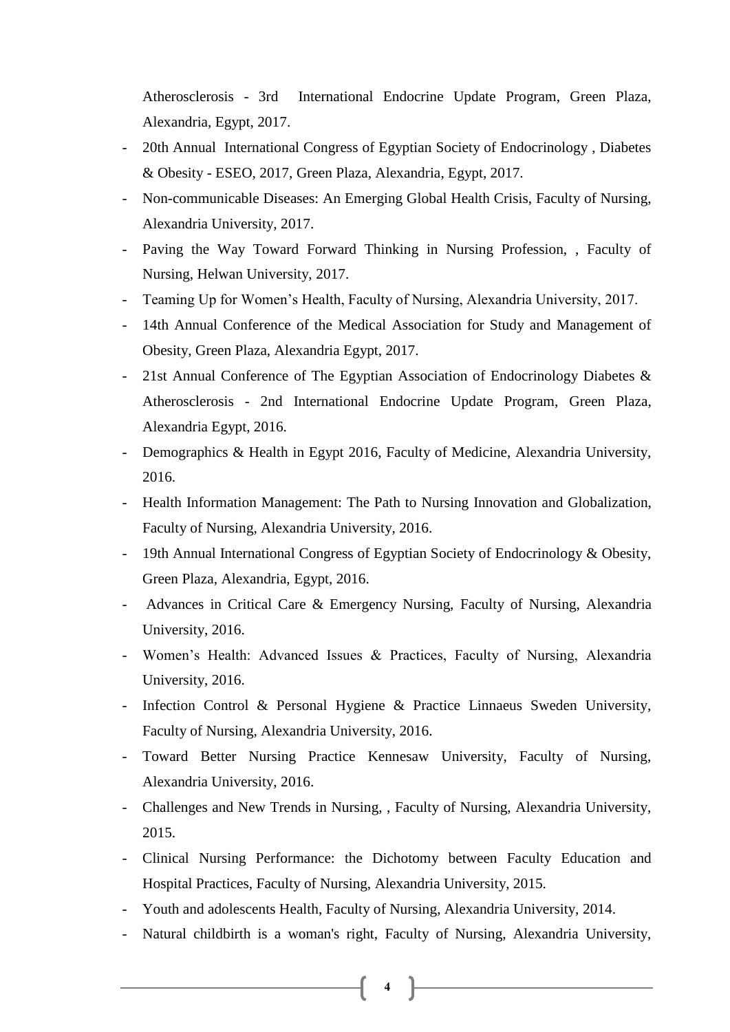Atherosclerosis - 3rd International Endocrine Update Program, Green Plaza, Alexandria, Egypt, 2017.

- 20th Annual International Congress of Egyptian Society of Endocrinology , Diabetes & Obesity - ESEO, 2017, Green Plaza, Alexandria, Egypt, 2017.
- Non-communicable Diseases: An Emerging Global Health Crisis, Faculty of Nursing, Alexandria University, 2017.
- Paving the Way Toward Forward Thinking in Nursing Profession, , Faculty of Nursing, Helwan University, 2017.
- Teaming Up for Women's Health, Faculty of Nursing, Alexandria University, 2017.
- 14th Annual Conference of the Medical Association for Study and Management of Obesity, Green Plaza, Alexandria Egypt, 2017.
- 21st Annual Conference of The Egyptian Association of Endocrinology Diabetes & Atherosclerosis - 2nd International Endocrine Update Program, Green Plaza, Alexandria Egypt, 2016.
- Demographics & Health in Egypt 2016, Faculty of Medicine, Alexandria University, 2016.
- Health Information Management: The Path to Nursing Innovation and Globalization, Faculty of Nursing, Alexandria University, 2016.
- 19th Annual International Congress of Egyptian Society of Endocrinology & Obesity, Green Plaza, Alexandria, Egypt, 2016.
- Advances in Critical Care & Emergency Nursing, Faculty of Nursing, Alexandria University, 2016.
- Women's Health: Advanced Issues & Practices, Faculty of Nursing, Alexandria University, 2016.
- Infection Control & Personal Hygiene & Practice Linnaeus Sweden University, Faculty of Nursing, Alexandria University, 2016.
- Toward Better Nursing Practice Kennesaw University, Faculty of Nursing, Alexandria University, 2016.
- Challenges and New Trends in Nursing, , Faculty of Nursing, Alexandria University, 2015.
- Clinical Nursing Performance: the Dichotomy between Faculty Education and Hospital Practices, Faculty of Nursing, Alexandria University, 2015.
- Youth and adolescents Health, Faculty of Nursing, Alexandria University, 2014.
- Natural childbirth is a woman's right, Faculty of Nursing, Alexandria University,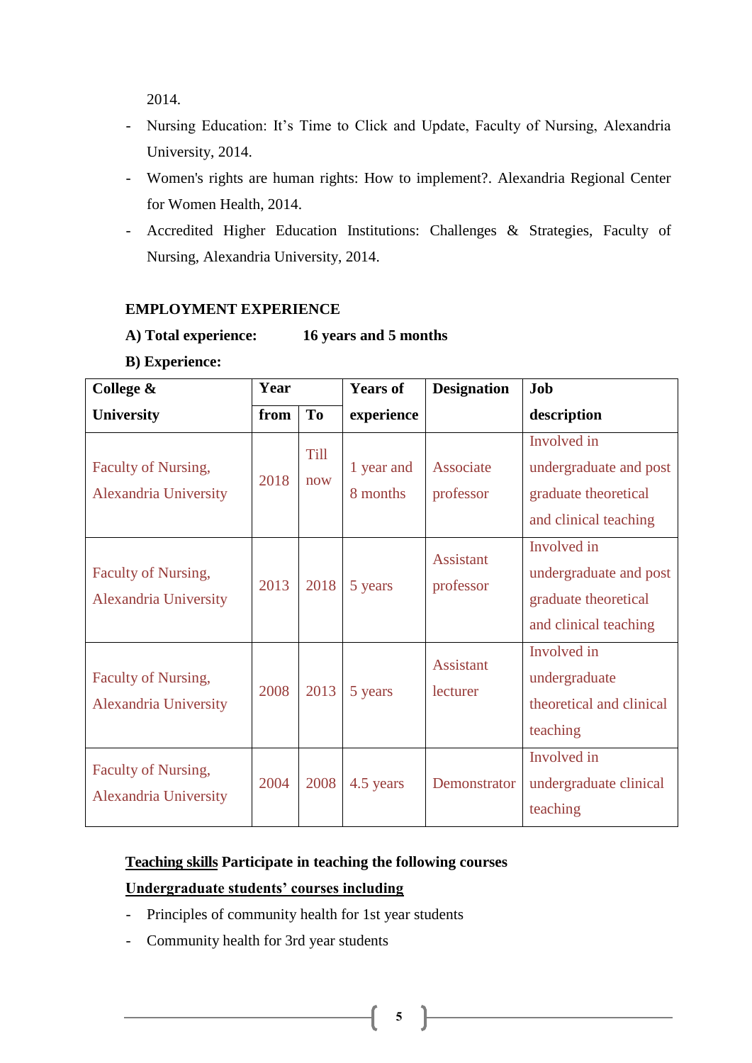2014.

- Nursing Education: It's Time to Click and Update, Faculty of Nursing, Alexandria University, 2014.
- Women's rights are human rights: How to implement?. Alexandria Regional Center for Women Health, 2014.
- Accredited Higher Education Institutions: Challenges & Strategies, Faculty of Nursing, Alexandria University, 2014.

**EMPLOYMENT EXPERIENCE**

**A) Total experience: 16 years and 5 months**

**B) Experience:**

| College & University | Year | | Years of experience | Designation | Job description |
|---|---|---|---|---|---|
| | from | To | | | |
| Faculty of Nursing, Alexandria University | 2018 | Till now | 1 year and 8 months | Associate professor | Involved in undergraduate and post graduate theoretical and clinical teaching |
| Faculty of Nursing, Alexandria University | 2013 | 2018 | 5 years | Assistant professor | Involved in undergraduate and post graduate theoretical and clinical teaching |
| Faculty of Nursing, Alexandria University | 2008 | 2013 | 5 years | Assistant lecturer | Involved in undergraduate theoretical and clinical teaching |
| Faculty of Nursing, Alexandria University | 2004 | 2008 | 4.5 years | Demonstrator | Involved in undergraduate clinical teaching |

**<u>Teaching skills</u> Participate in teaching the following courses**

**<u>Undergraduate students' courses including</u>**

- Principles of community health for 1st year students
- Community health for 3rd year students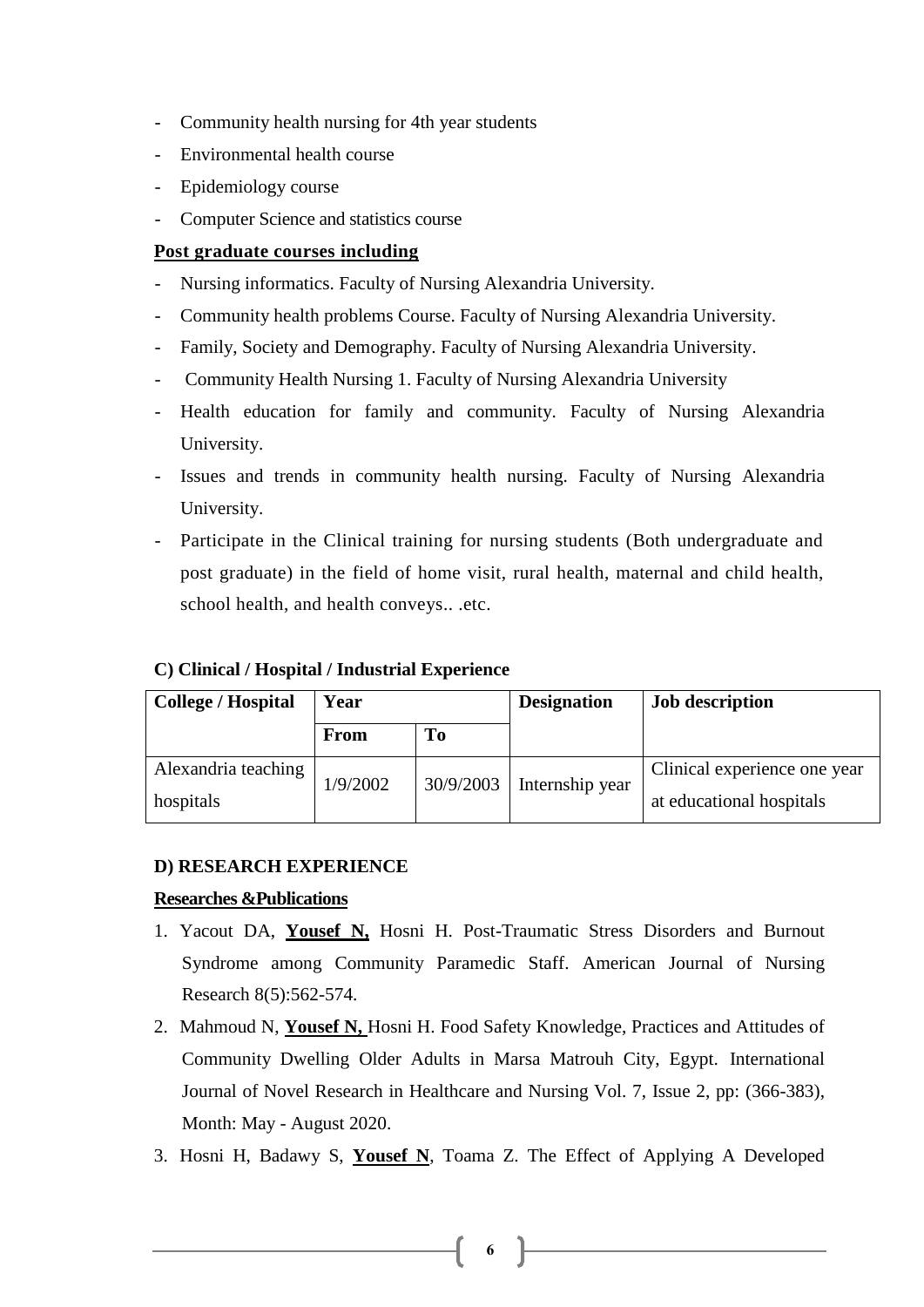- Community health nursing for 4th year students
- Environmental health course
- Epidemiology course
- Computer Science and statistics course

**Post graduate courses including**

- Nursing informatics. Faculty of Nursing Alexandria University.
- Community health problems Course. Faculty of Nursing Alexandria University.
- Family, Society and Demography. Faculty of Nursing Alexandria University.
- Community Health Nursing 1. Faculty of Nursing Alexandria University
- Health education for family and community. Faculty of Nursing Alexandria University.
- Issues and trends in community health nursing. Faculty of Nursing Alexandria University.
- Participate in the Clinical training for nursing students (Both undergraduate and post graduate) in the field of home visit, rural health, maternal and child health, school health, and health conveys.. .etc.

### C) Clinical / Hospital / Industrial Experience

| College / Hospital | Year | | Designation | Job description |
|---|---|---|---|---|
| | From | To | | |
| Alexandria teaching hospitals | 1/9/2002 | 30/9/2003 | Internship year | Clinical experience one year at educational hospitals |

### D) RESEARCH EXPERIENCE

**Researches &Publications**

1. Yacout DA, **Yousef N,** Hosni H. Post-Traumatic Stress Disorders and Burnout Syndrome among Community Paramedic Staff. American Journal of Nursing Research 8(5):562-574.
2. Mahmoud N, **Yousef N,** Hosni H. Food Safety Knowledge, Practices and Attitudes of Community Dwelling Older Adults in Marsa Matrouh City, Egypt. International Journal of Novel Research in Healthcare and Nursing Vol. 7, Issue 2, pp: (366-383), Month: May - August 2020.
3. Hosni H, Badawy S, **Yousef N**, Toama Z. The Effect of Applying A Developed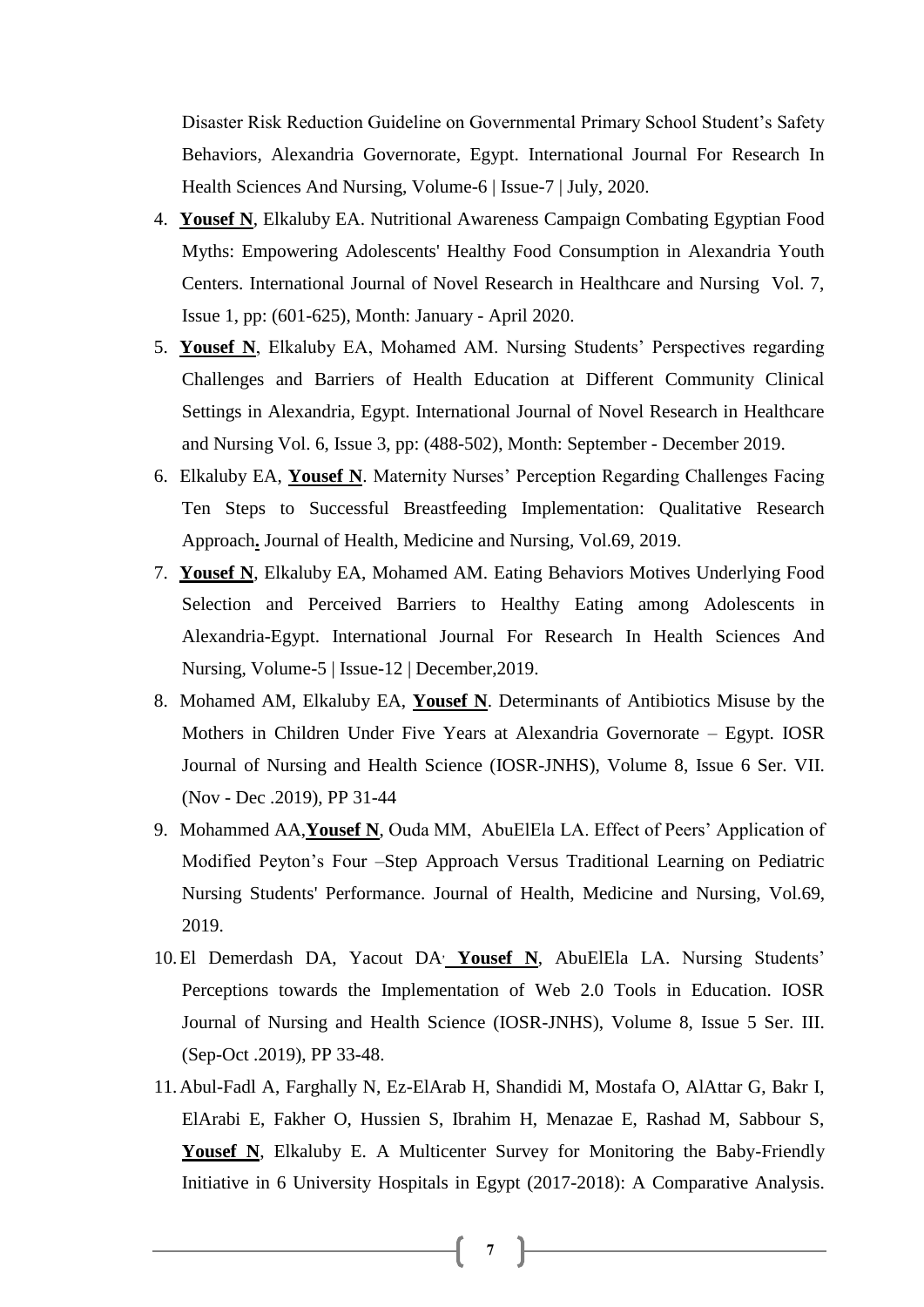Disaster Risk Reduction Guideline on Governmental Primary School Student's Safety Behaviors, Alexandria Governorate, Egypt. International Journal For Research In Health Sciences And Nursing, Volume-6 | Issue-7 | July, 2020.

4. **Yousef N**, Elkaluby EA. Nutritional Awareness Campaign Combating Egyptian Food Myths: Empowering Adolescents' Healthy Food Consumption in Alexandria Youth Centers. International Journal of Novel Research in Healthcare and Nursing Vol. 7, Issue 1, pp: (601-625), Month: January - April 2020.
5. **Yousef N**, Elkaluby EA, Mohamed AM. Nursing Students' Perspectives regarding Challenges and Barriers of Health Education at Different Community Clinical Settings in Alexandria, Egypt. International Journal of Novel Research in Healthcare and Nursing Vol. 6, Issue 3, pp: (488-502), Month: September - December 2019.
6. Elkaluby EA, **Yousef N**. Maternity Nurses' Perception Regarding Challenges Facing Ten Steps to Successful Breastfeeding Implementation: Qualitative Research Approach. Journal of Health, Medicine and Nursing, Vol.69, 2019.
7. **Yousef N**, Elkaluby EA, Mohamed AM. Eating Behaviors Motives Underlying Food Selection and Perceived Barriers to Healthy Eating among Adolescents in Alexandria-Egypt. International Journal For Research In Health Sciences And Nursing, Volume-5 | Issue-12 | December,2019.
8. Mohamed AM, Elkaluby EA, **Yousef N**. Determinants of Antibiotics Misuse by the Mothers in Children Under Five Years at Alexandria Governorate – Egypt. IOSR Journal of Nursing and Health Science (IOSR-JNHS), Volume 8, Issue 6 Ser. VII. (Nov - Dec .2019), PP 31-44
9. Mohammed AA,**Yousef N**, Ouda MM, AbuElEla LA. Effect of Peers' Application of Modified Peyton's Four –Step Approach Versus Traditional Learning on Pediatric Nursing Students' Performance. Journal of Health, Medicine and Nursing, Vol.69, 2019.
10. El Demerdash DA, Yacout DA, **Yousef N**, AbuElEla LA. Nursing Students' Perceptions towards the Implementation of Web 2.0 Tools in Education. IOSR Journal of Nursing and Health Science (IOSR-JNHS), Volume 8, Issue 5 Ser. III. (Sep-Oct .2019), PP 33-48.
11. Abul-Fadl A, Farghally N, Ez-ElArab H, Shandidi M, Mostafa O, AlAttar G, Bakr I, ElArabi E, Fakher O, Hussien S, Ibrahim H, Menazae E, Rashad M, Sabbour S, **Yousef N**, Elkaluby E. A Multicenter Survey for Monitoring the Baby-Friendly Initiative in 6 University Hospitals in Egypt (2017-2018): A Comparative Analysis.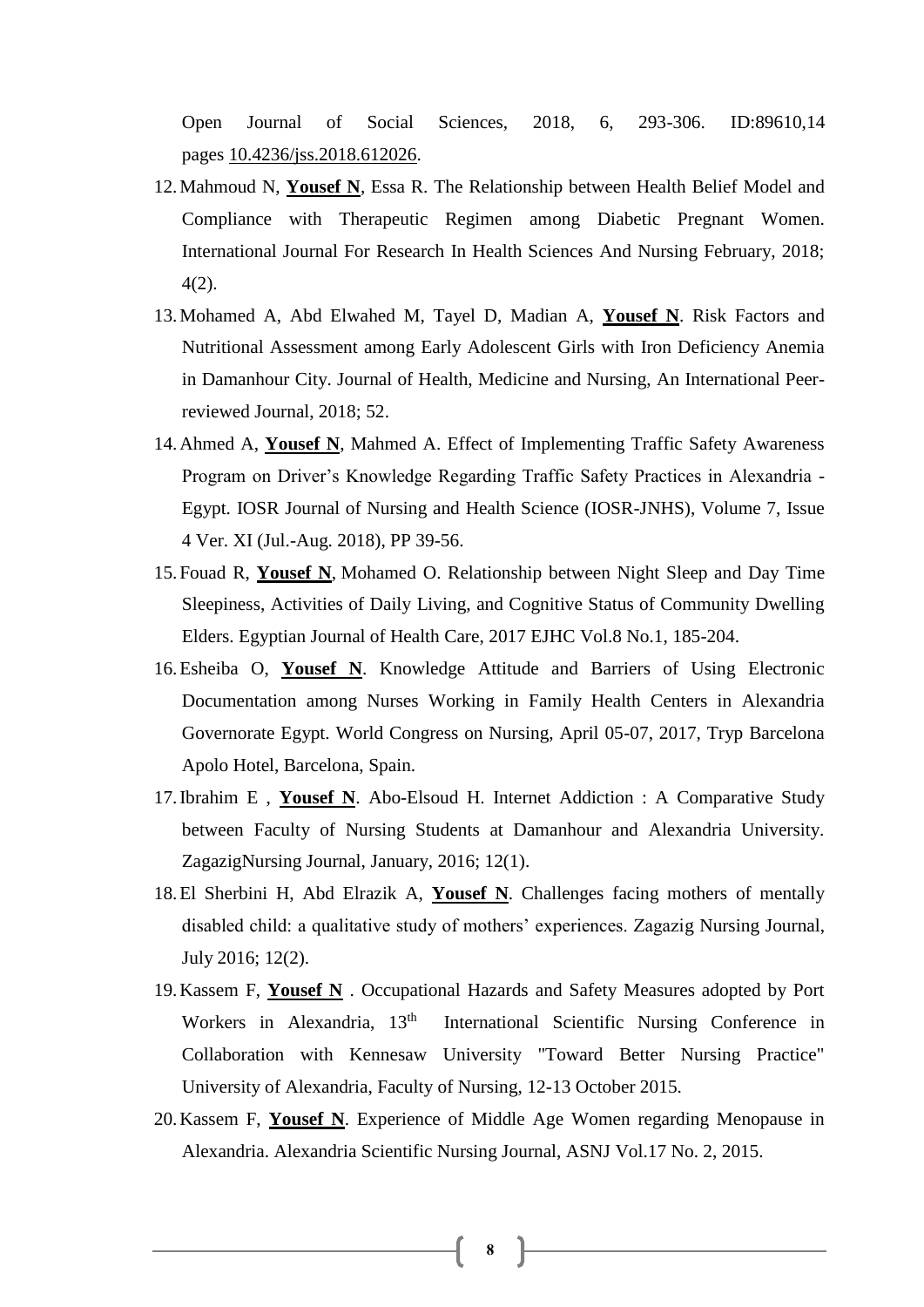Open Journal of Social Sciences, 2018, 6, 293-306. ID:89610,14 pages 10.4236/jss.2018.612026.

12. Mahmoud N, **Yousef N**, Essa R. The Relationship between Health Belief Model and Compliance with Therapeutic Regimen among Diabetic Pregnant Women. International Journal For Research In Health Sciences And Nursing February, 2018; 4(2).
13. Mohamed A, Abd Elwahed M, Tayel D, Madian A, **Yousef N**. Risk Factors and Nutritional Assessment among Early Adolescent Girls with Iron Deficiency Anemia in Damanhour City. Journal of Health, Medicine and Nursing, An International Peer-reviewed Journal, 2018; 52.
14. Ahmed A, **Yousef N**, Mahmed A. Effect of Implementing Traffic Safety Awareness Program on Driver's Knowledge Regarding Traffic Safety Practices in Alexandria - Egypt. IOSR Journal of Nursing and Health Science (IOSR-JNHS), Volume 7, Issue 4 Ver. XI (Jul.-Aug. 2018), PP 39-56.
15. Fouad R, **Yousef N**, Mohamed O. Relationship between Night Sleep and Day Time Sleepiness, Activities of Daily Living, and Cognitive Status of Community Dwelling Elders. Egyptian Journal of Health Care, 2017 EJHC Vol.8 No.1, 185-204.
16. Esheiba O, **Yousef N**. Knowledge Attitude and Barriers of Using Electronic Documentation among Nurses Working in Family Health Centers in Alexandria Governorate Egypt. World Congress on Nursing, April 05-07, 2017, Tryp Barcelona Apolo Hotel, Barcelona, Spain.
17. Ibrahim E , **Yousef N**. Abo-Elsoud H. Internet Addiction : A Comparative Study between Faculty of Nursing Students at Damanhour and Alexandria University. ZagazigNursing Journal, January, 2016; 12(1).
18. El Sherbini H, Abd Elrazik A, **Yousef N**. Challenges facing mothers of mentally disabled child: a qualitative study of mothers' experiences. Zagazig Nursing Journal, July 2016; 12(2).
19. Kassem F, **Yousef N** . Occupational Hazards and Safety Measures adopted by Port Workers in Alexandria, 13th International Scientific Nursing Conference in Collaboration with Kennesaw University "Toward Better Nursing Practice" University of Alexandria, Faculty of Nursing, 12-13 October 2015.
20. Kassem F, **Yousef N**. Experience of Middle Age Women regarding Menopause in Alexandria. Alexandria Scientific Nursing Journal, ASNJ Vol.17 No. 2, 2015.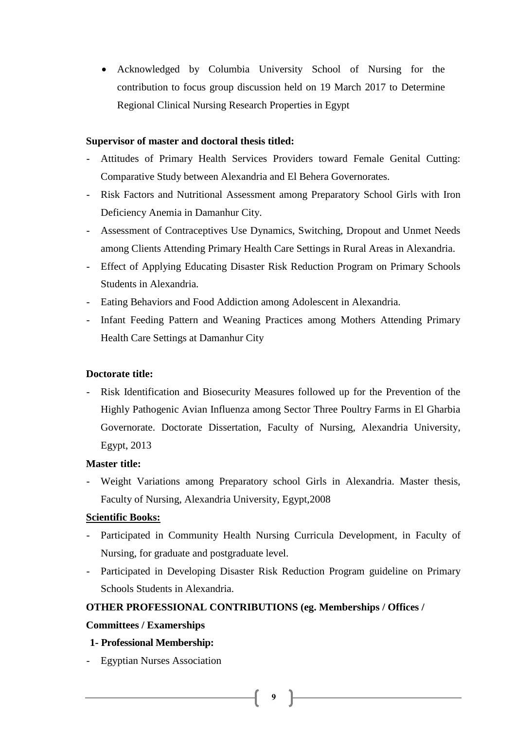- Acknowledged by Columbia University School of Nursing for the contribution to focus group discussion held on 19 March 2017 to Determine Regional Clinical Nursing Research Properties in Egypt

**Supervisor of master and doctoral thesis titled:**

- Attitudes of Primary Health Services Providers toward Female Genital Cutting: Comparative Study between Alexandria and El Behera Governorates.
- Risk Factors and Nutritional Assessment among Preparatory School Girls with Iron Deficiency Anemia in Damanhur City.
- Assessment of Contraceptives Use Dynamics, Switching, Dropout and Unmet Needs among Clients Attending Primary Health Care Settings in Rural Areas in Alexandria.
- Effect of Applying Educating Disaster Risk Reduction Program on Primary Schools Students in Alexandria.
- Eating Behaviors and Food Addiction among Adolescent in Alexandria.
- Infant Feeding Pattern and Weaning Practices among Mothers Attending Primary Health Care Settings at Damanhur City

**Doctorate title:**

- Risk Identification and Biosecurity Measures followed up for the Prevention of the Highly Pathogenic Avian Influenza among Sector Three Poultry Farms in El Gharbia Governorate. Doctorate Dissertation, Faculty of Nursing, Alexandria University, Egypt, 2013

**Master title:**

- Weight Variations among Preparatory school Girls in Alexandria. Master thesis, Faculty of Nursing, Alexandria University, Egypt,2008

**Scientific Books:**

- Participated in Community Health Nursing Curricula Development, in Faculty of Nursing, for graduate and postgraduate level.
- Participated in Developing Disaster Risk Reduction Program guideline on Primary Schools Students in Alexandria.

**OTHER PROFESSIONAL CONTRIBUTIONS (eg. Memberships / Offices / Committees / Examerships**

**1- Professional Membership:**

- Egyptian Nurses Association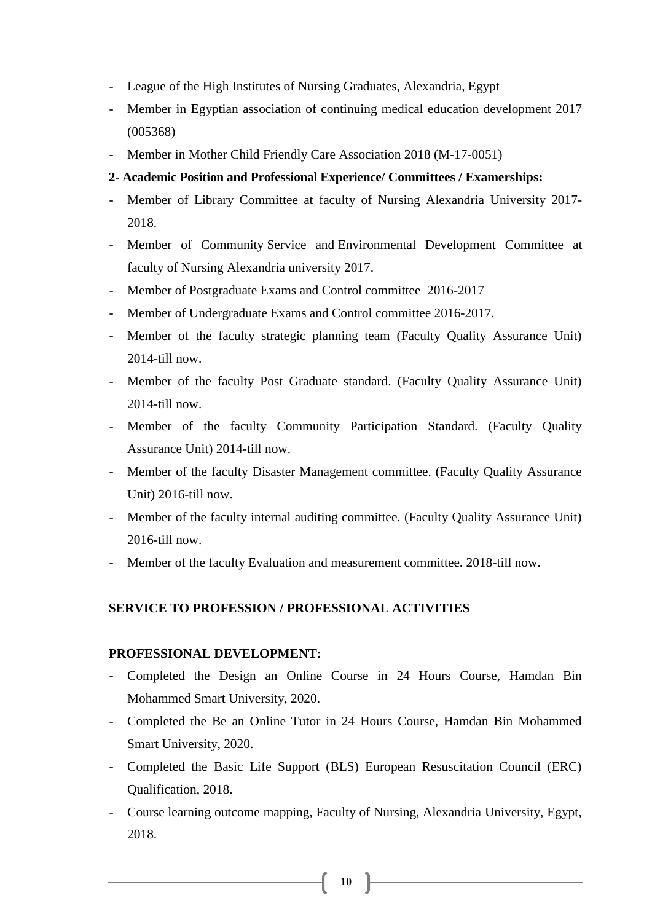- League of the High Institutes of Nursing Graduates, Alexandria, Egypt
- Member in Egyptian association of continuing medical education development 2017 (005368)
- Member in Mother Child Friendly Care Association 2018 (M-17-0051)

**2- Academic Position and Professional Experience/ Committees / Examerships:**

- Member of Library Committee at faculty of Nursing Alexandria University 2017-2018.
- Member of Community Service and Environmental Development Committee at faculty of Nursing Alexandria university 2017.
- Member of Postgraduate Exams and Control committee 2016-2017
- Member of Undergraduate Exams and Control committee 2016-2017.
- Member of the faculty strategic planning team (Faculty Quality Assurance Unit) 2014-till now.
- Member of the faculty Post Graduate standard. (Faculty Quality Assurance Unit) 2014-till now.
- Member of the faculty Community Participation Standard. (Faculty Quality Assurance Unit) 2014-till now.
- Member of the faculty Disaster Management committee. (Faculty Quality Assurance Unit) 2016-till now.
- Member of the faculty internal auditing committee. (Faculty Quality Assurance Unit) 2016-till now.
- Member of the faculty Evaluation and measurement committee. 2018-till now.

**SERVICE TO PROFESSION / PROFESSIONAL ACTIVITIES**

**PROFESSIONAL DEVELOPMENT:**

- Completed the Design an Online Course in 24 Hours Course, Hamdan Bin Mohammed Smart University, 2020.
- Completed the Be an Online Tutor in 24 Hours Course, Hamdan Bin Mohammed Smart University, 2020.
- Completed the Basic Life Support (BLS) European Resuscitation Council (ERC) Qualification, 2018.
- Course learning outcome mapping, Faculty of Nursing, Alexandria University, Egypt, 2018.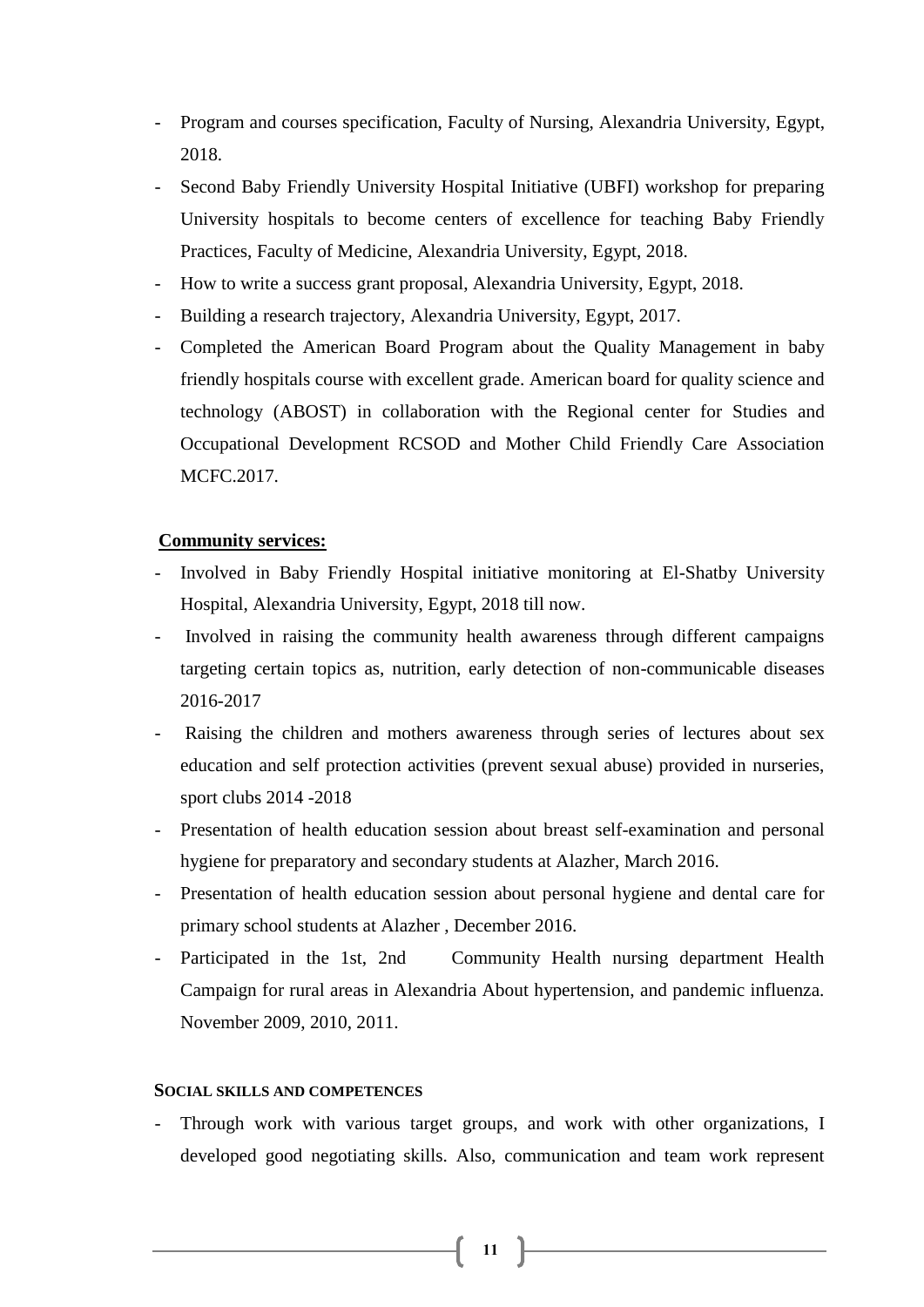- Program and courses specification, Faculty of Nursing, Alexandria University, Egypt, 2018.
- Second Baby Friendly University Hospital Initiative (UBFI) workshop for preparing University hospitals to become centers of excellence for teaching Baby Friendly Practices, Faculty of Medicine, Alexandria University, Egypt, 2018.
- How to write a success grant proposal, Alexandria University, Egypt, 2018.
- Building a research trajectory, Alexandria University, Egypt, 2017.
- Completed the American Board Program about the Quality Management in baby friendly hospitals course with excellent grade. American board for quality science and technology (ABOST) in collaboration with the Regional center for Studies and Occupational Development RCSOD and Mother Child Friendly Care Association MCFC.2017.

**Community services:**

- Involved in Baby Friendly Hospital initiative monitoring at El-Shatby University Hospital, Alexandria University, Egypt, 2018 till now.
- Involved in raising the community health awareness through different campaigns targeting certain topics as, nutrition, early detection of non-communicable diseases 2016-2017
- Raising the children and mothers awareness through series of lectures about sex education and self protection activities (prevent sexual abuse) provided in nurseries, sport clubs 2014 -2018
- Presentation of health education session about breast self-examination and personal hygiene for preparatory and secondary students at Alazher, March 2016.
- Presentation of health education session about personal hygiene and dental care for primary school students at Alazher , December 2016.
- Participated in the 1st, 2nd Community Health nursing department Health Campaign for rural areas in Alexandria About hypertension, and pandemic influenza. November 2009, 2010, 2011.

**SOCIAL SKILLS AND COMPETENCES**

- Through work with various target groups, and work with other organizations, I developed good negotiating skills. Also, communication and team work represent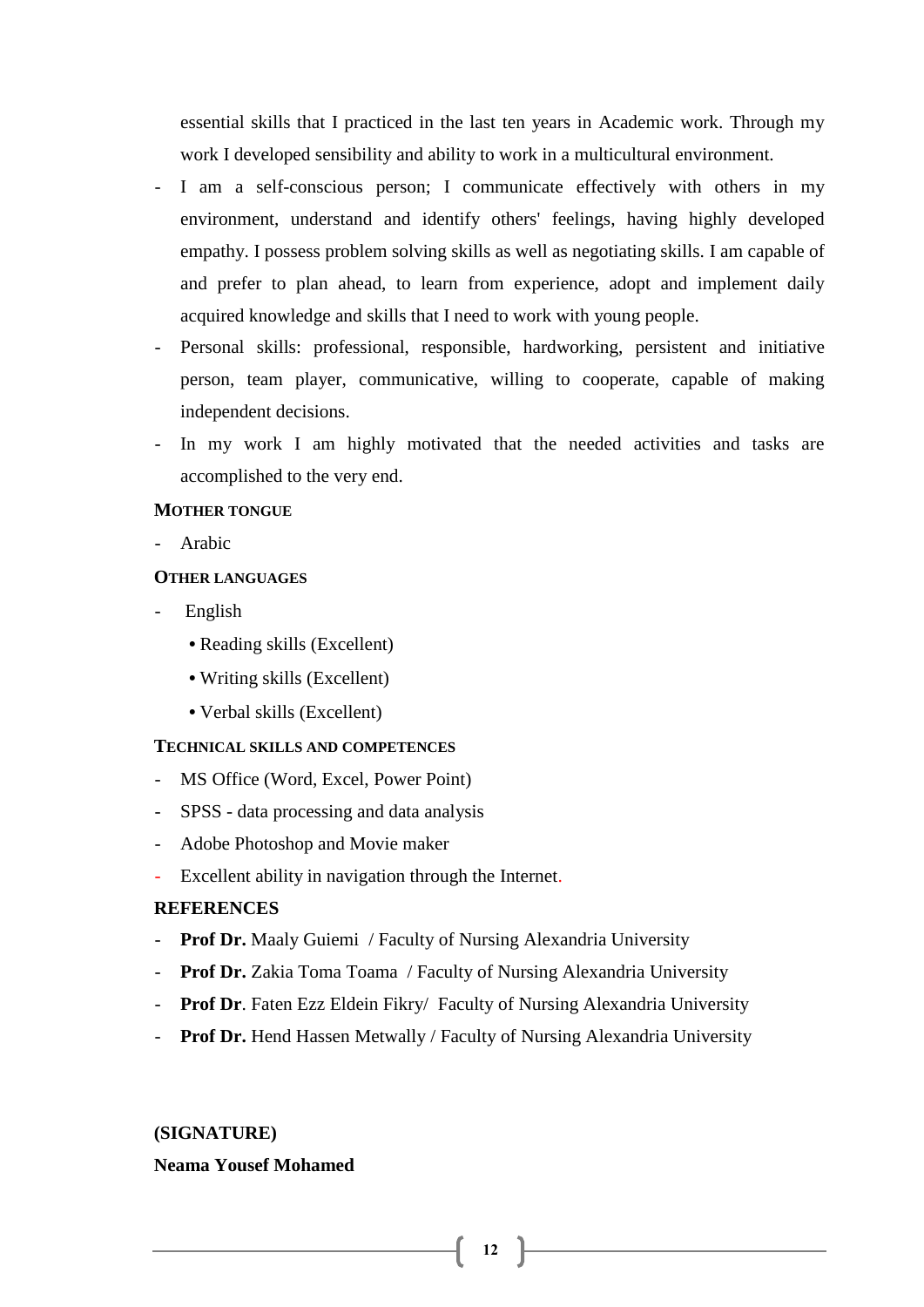essential skills that I practiced in the last ten years in Academic work. Through my work I developed sensibility and ability to work in a multicultural environment.

- I am a self-conscious person; I communicate effectively with others in my environment, understand and identify others' feelings, having highly developed empathy. I possess problem solving skills as well as negotiating skills. I am capable of and prefer to plan ahead, to learn from experience, adopt and implement daily acquired knowledge and skills that I need to work with young people.
- Personal skills: professional, responsible, hardworking, persistent and initiative person, team player, communicative, willing to cooperate, capable of making independent decisions.
- In my work I am highly motivated that the needed activities and tasks are accomplished to the very end.

**MOTHER TONGUE**

- Arabic

**OTHER LANGUAGES**

- English
  - Reading skills (Excellent)
  - Writing skills (Excellent)
  - Verbal skills (Excellent)

**TECHNICAL SKILLS AND COMPETENCES**

- MS Office (Word, Excel, Power Point)
- SPSS - data processing and data analysis
- Adobe Photoshop and Movie maker
- Excellent ability in navigation through the Internet.

**REFERENCES**

- **Prof Dr.** Maaly Guiemi / Faculty of Nursing Alexandria University
- **Prof Dr.** Zakia Toma Toama / Faculty of Nursing Alexandria University
- **Prof Dr**. Faten Ezz Eldein Fikry/ Faculty of Nursing Alexandria University
- **Prof Dr.** Hend Hassen Metwally / Faculty of Nursing Alexandria University

**(SIGNATURE)**

**Neama Yousef Mohamed**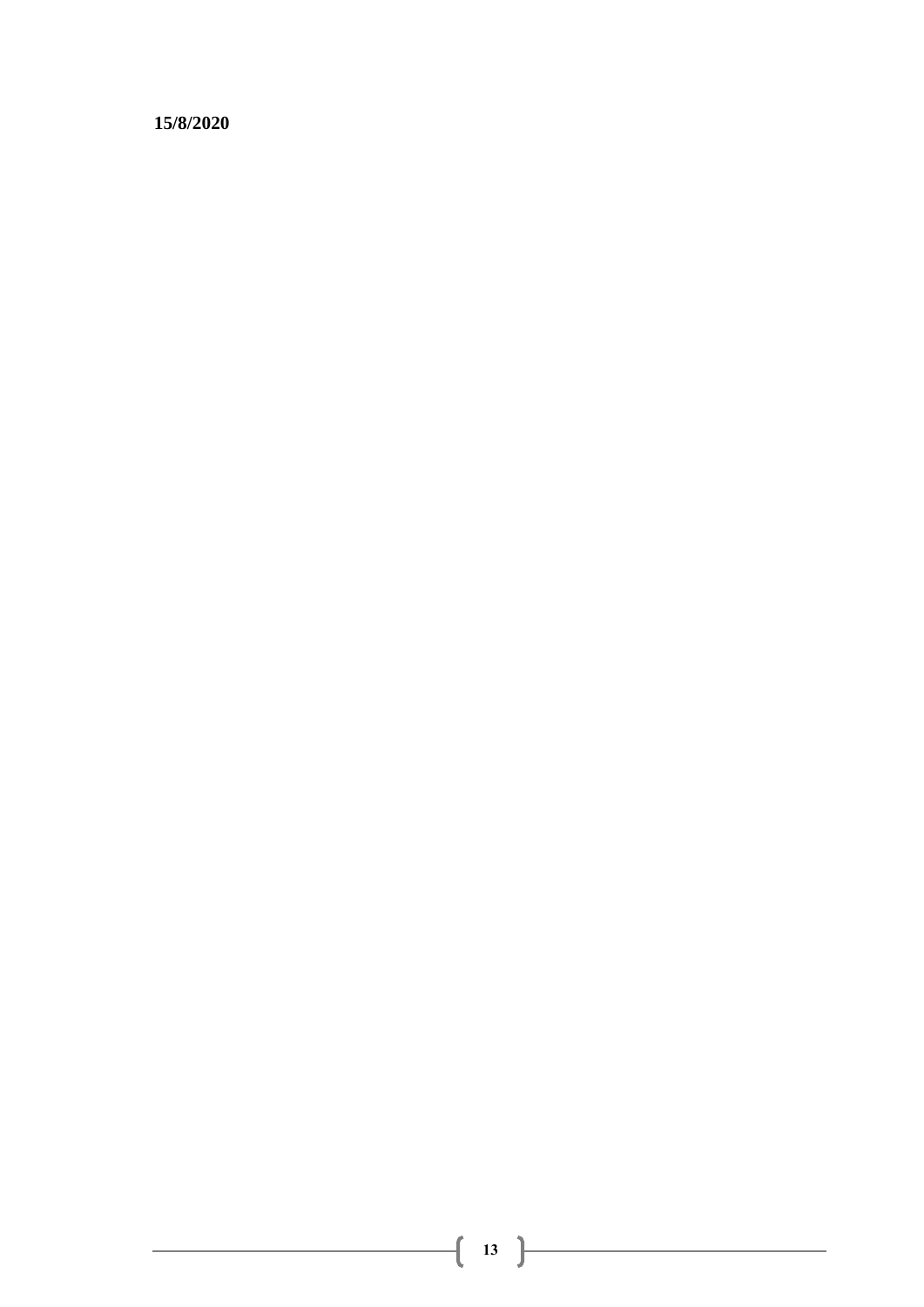**15/8/2020**